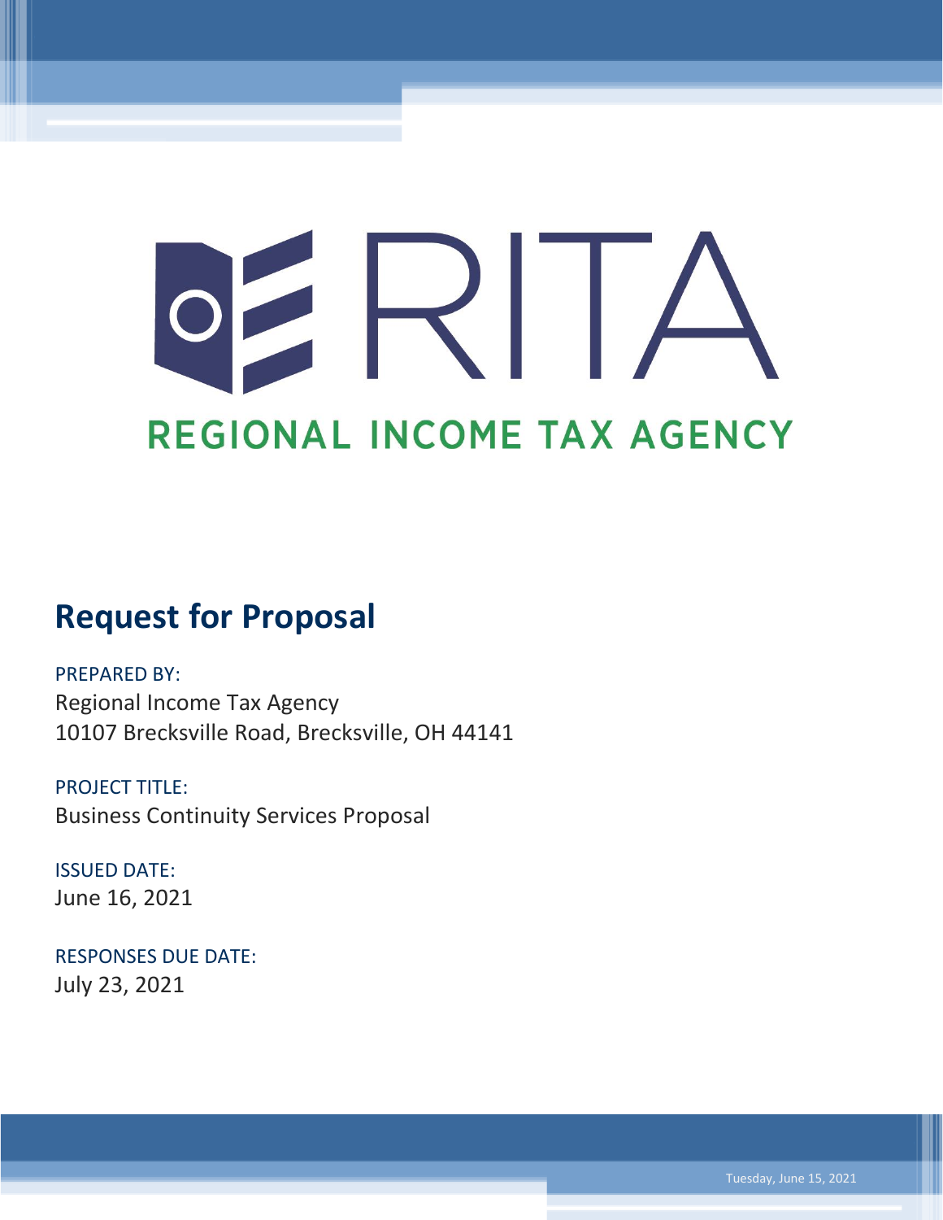RITA

REGIONAL INCOME TAX AGENCY

# Request for Proposal

PREPARED BY:
Regional Income Tax Agency
10107 Brecksville Road, Brecksville, OH 44141

PROJECT TITLE:
Business Continuity Services Proposal

ISSUED DATE:
June 16, 2021

RESPONSES DUE DATE:
July 23, 2021

Tuesday, June 15, 2021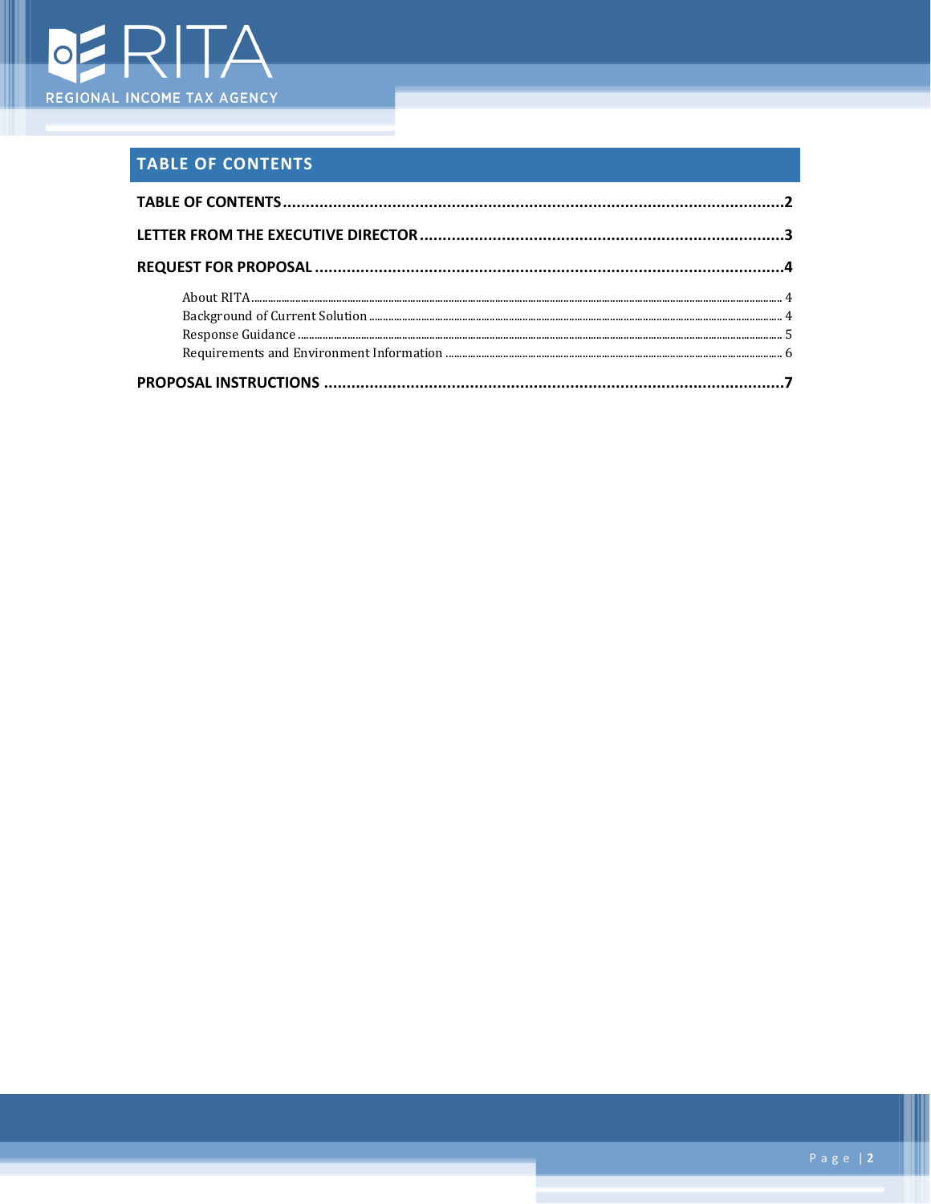## TABLE OF CONTENTS

**TABLE OF CONTENTS** ..... **2**

**LETTER FROM THE EXECUTIVE DIRECTOR** ..... **3**

**REQUEST FOR PROPOSAL** ..... **4**

- About RITA ..... 4
- Background of Current Solution ..... 4
- Response Guidance ..... 5
- Requirements and Environment Information ..... 6

**PROPOSAL INSTRUCTIONS** ..... **7**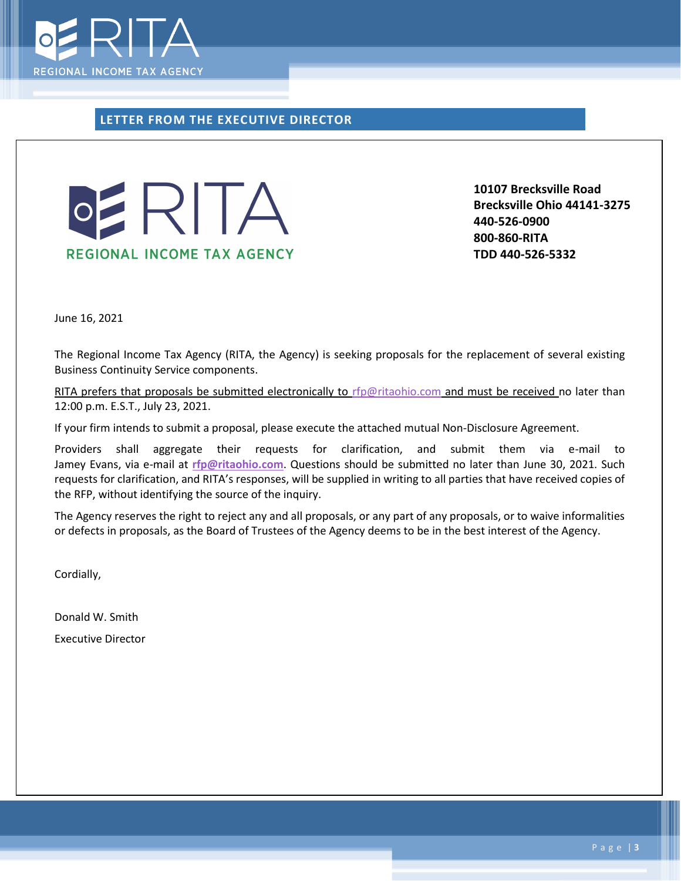## LETTER FROM THE EXECUTIVE DIRECTOR

RITA

REGIONAL INCOME TAX AGENCY

**10107 Brecksville Road**
**Brecksville Ohio 44141-3275**
**440-526-0900**
**800-860-RITA**
**TDD 440-526-5332**

June 16, 2021

The Regional Income Tax Agency (RITA, the Agency) is seeking proposals for the replacement of several existing Business Continuity Service components.

RITA prefers that proposals be submitted electronically to rfp@ritaohio.com and must be received no later than 12:00 p.m. E.S.T., July 23, 2021.

If your firm intends to submit a proposal, please execute the attached mutual Non-Disclosure Agreement.

Providers shall aggregate their requests for clarification, and submit them via e-mail to Jamey Evans, via e-mail at **rfp@ritaohio.com**. Questions should be submitted no later than June 30, 2021. Such requests for clarification, and RITA's responses, will be supplied in writing to all parties that have received copies of the RFP, without identifying the source of the inquiry.

The Agency reserves the right to reject any and all proposals, or any part of any proposals, or to waive informalities or defects in proposals, as the Board of Trustees of the Agency deems to be in the best interest of the Agency.

Cordially,

Donald W. Smith

Executive Director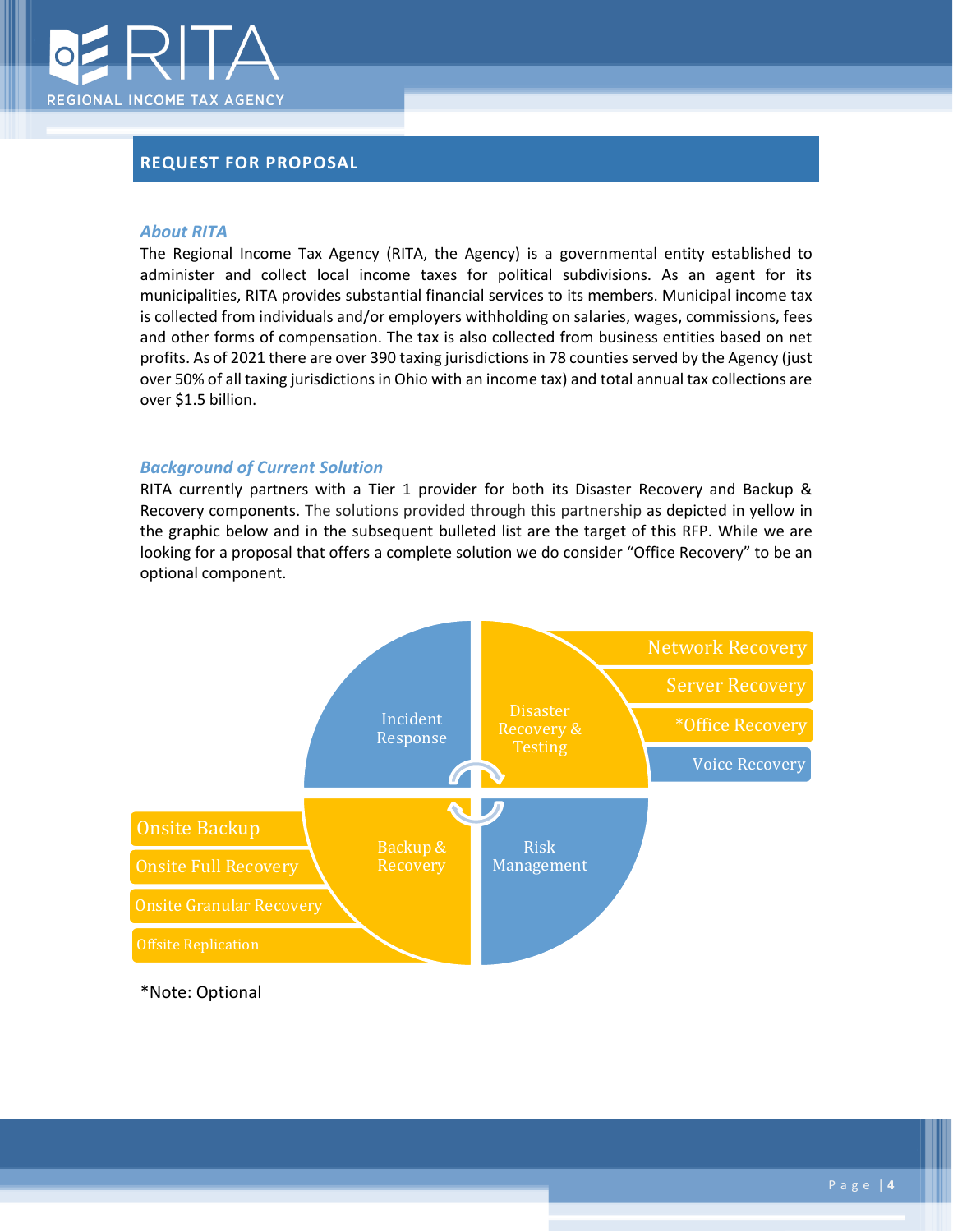## REQUEST FOR PROPOSAL

### *About RITA*

The Regional Income Tax Agency (RITA, the Agency) is a governmental entity established to administer and collect local income taxes for political subdivisions. As an agent for its municipalities, RITA provides substantial financial services to its members. Municipal income tax is collected from individuals and/or employers withholding on salaries, wages, commissions, fees and other forms of compensation. The tax is also collected from business entities based on net profits. As of 2021 there are over 390 taxing jurisdictions in 78 counties served by the Agency (just over 50% of all taxing jurisdictions in Ohio with an income tax) and total annual tax collections are over $1.5 billion.

### *Background of Current Solution*

RITA currently partners with a Tier 1 provider for both its Disaster Recovery and Backup & Recovery components. The solutions provided through this partnership as depicted in yellow in the graphic below and in the subsequent bulleted list are the target of this RFP. While we are looking for a proposal that offers a complete solution we do consider "Office Recovery" to be an optional component.

Incident Response

Disaster Recovery & Testing

- Network Recovery
- Server Recovery
- *Office Recovery
- Voice Recovery

Backup & Recovery

- Onsite Backup
- Onsite Full Recovery
- Onsite Granular Recovery
- Offsite Replication

Risk Management

*Note: Optional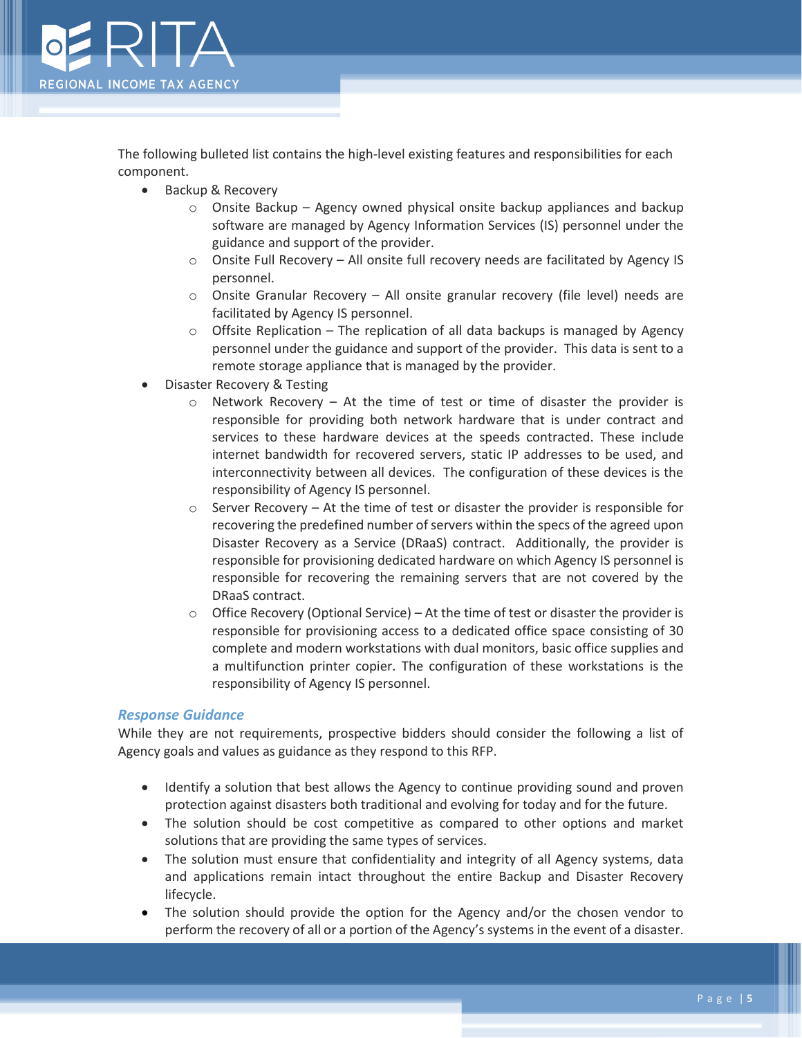The following bulleted list contains the high-level existing features and responsibilities for each component.

- Backup & Recovery
  - Onsite Backup – Agency owned physical onsite backup appliances and backup software are managed by Agency Information Services (IS) personnel under the guidance and support of the provider.
  - Onsite Full Recovery – All onsite full recovery needs are facilitated by Agency IS personnel.
  - Onsite Granular Recovery – All onsite granular recovery (file level) needs are facilitated by Agency IS personnel.
  - Offsite Replication – The replication of all data backups is managed by Agency personnel under the guidance and support of the provider. This data is sent to a remote storage appliance that is managed by the provider.
- Disaster Recovery & Testing
  - Network Recovery – At the time of test or time of disaster the provider is responsible for providing both network hardware that is under contract and services to these hardware devices at the speeds contracted. These include internet bandwidth for recovered servers, static IP addresses to be used, and interconnectivity between all devices. The configuration of these devices is the responsibility of Agency IS personnel.
  - Server Recovery – At the time of test or disaster the provider is responsible for recovering the predefined number of servers within the specs of the agreed upon Disaster Recovery as a Service (DRaaS) contract. Additionally, the provider is responsible for provisioning dedicated hardware on which Agency IS personnel is responsible for recovering the remaining servers that are not covered by the DRaaS contract.
  - Office Recovery (Optional Service) – At the time of test or disaster the provider is responsible for provisioning access to a dedicated office space consisting of 30 complete and modern workstations with dual monitors, basic office supplies and a multifunction printer copier. The configuration of these workstations is the responsibility of Agency IS personnel.

### *Response Guidance*

While they are not requirements, prospective bidders should consider the following a list of Agency goals and values as guidance as they respond to this RFP.

- Identify a solution that best allows the Agency to continue providing sound and proven protection against disasters both traditional and evolving for today and for the future.
- The solution should be cost competitive as compared to other options and market solutions that are providing the same types of services.
- The solution must ensure that confidentiality and integrity of all Agency systems, data and applications remain intact throughout the entire Backup and Disaster Recovery lifecycle.
- The solution should provide the option for the Agency and/or the chosen vendor to perform the recovery of all or a portion of the Agency's systems in the event of a disaster.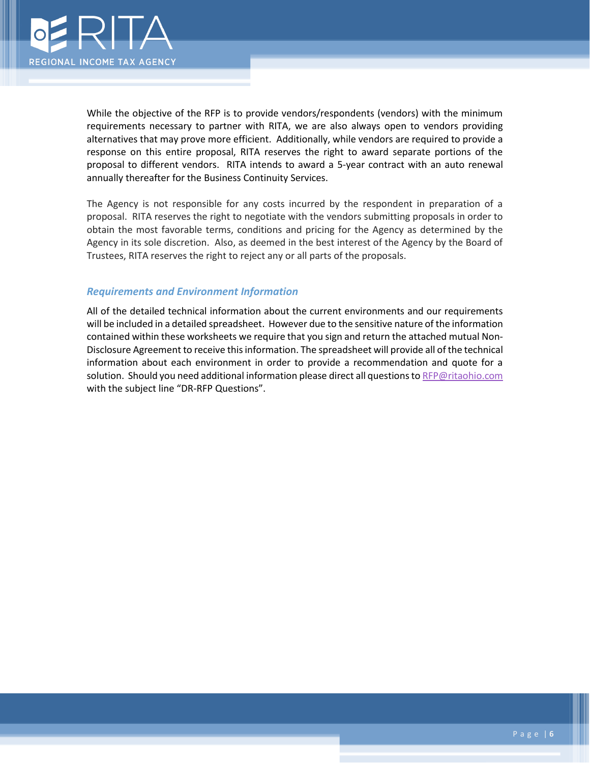While the objective of the RFP is to provide vendors/respondents (vendors) with the minimum requirements necessary to partner with RITA, we are also always open to vendors providing alternatives that may prove more efficient. Additionally, while vendors are required to provide a response on this entire proposal, RITA reserves the right to award separate portions of the proposal to different vendors. RITA intends to award a 5-year contract with an auto renewal annually thereafter for the Business Continuity Services.

The Agency is not responsible for any costs incurred by the respondent in preparation of a proposal. RITA reserves the right to negotiate with the vendors submitting proposals in order to obtain the most favorable terms, conditions and pricing for the Agency as determined by the Agency in its sole discretion. Also, as deemed in the best interest of the Agency by the Board of Trustees, RITA reserves the right to reject any or all parts of the proposals.

### *Requirements and Environment Information*

All of the detailed technical information about the current environments and our requirements will be included in a detailed spreadsheet. However due to the sensitive nature of the information contained within these worksheets we require that you sign and return the attached mutual Non-Disclosure Agreement to receive this information. The spreadsheet will provide all of the technical information about each environment in order to provide a recommendation and quote for a solution. Should you need additional information please direct all questions to RFP@ritaohio.com with the subject line "DR-RFP Questions".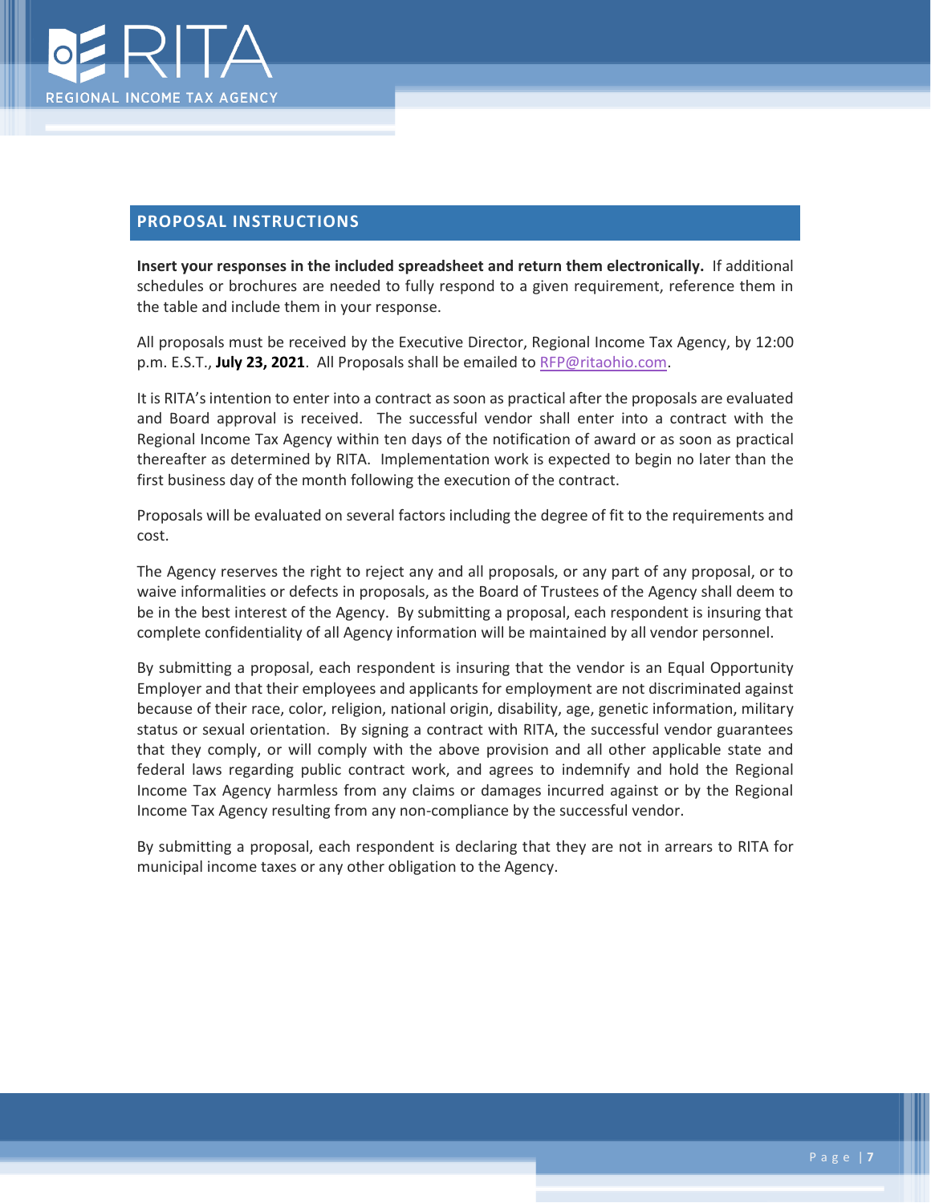## PROPOSAL INSTRUCTIONS

**Insert your responses in the included spreadsheet and return them electronically.** If additional schedules or brochures are needed to fully respond to a given requirement, reference them in the table and include them in your response.

All proposals must be received by the Executive Director, Regional Income Tax Agency, by 12:00 p.m. E.S.T., **July 23, 2021**. All Proposals shall be emailed to RFP@ritaohio.com.

It is RITA's intention to enter into a contract as soon as practical after the proposals are evaluated and Board approval is received. The successful vendor shall enter into a contract with the Regional Income Tax Agency within ten days of the notification of award or as soon as practical thereafter as determined by RITA. Implementation work is expected to begin no later than the first business day of the month following the execution of the contract.

Proposals will be evaluated on several factors including the degree of fit to the requirements and cost.

The Agency reserves the right to reject any and all proposals, or any part of any proposal, or to waive informalities or defects in proposals, as the Board of Trustees of the Agency shall deem to be in the best interest of the Agency. By submitting a proposal, each respondent is insuring that complete confidentiality of all Agency information will be maintained by all vendor personnel.

By submitting a proposal, each respondent is insuring that the vendor is an Equal Opportunity Employer and that their employees and applicants for employment are not discriminated against because of their race, color, religion, national origin, disability, age, genetic information, military status or sexual orientation. By signing a contract with RITA, the successful vendor guarantees that they comply, or will comply with the above provision and all other applicable state and federal laws regarding public contract work, and agrees to indemnify and hold the Regional Income Tax Agency harmless from any claims or damages incurred against or by the Regional Income Tax Agency resulting from any non-compliance by the successful vendor.

By submitting a proposal, each respondent is declaring that they are not in arrears to RITA for municipal income taxes or any other obligation to the Agency.